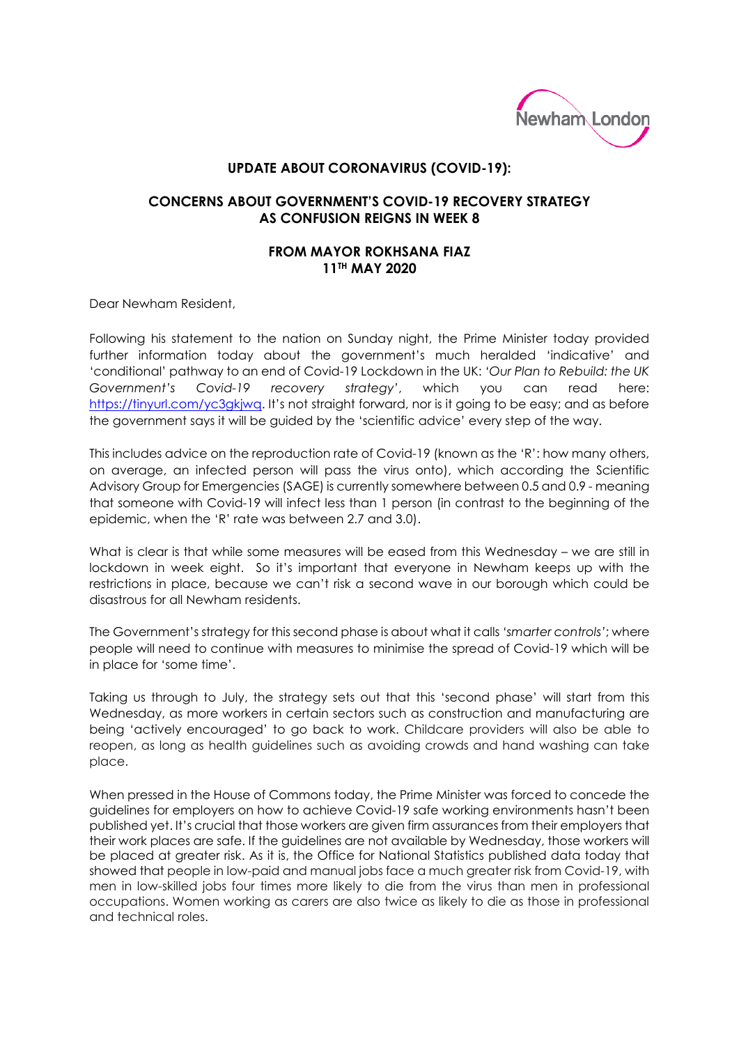Newham London

## UPDATE ABOUT CORONAVIRUS (COVID-19):

## CONCERNS ABOUT GOVERNMENT'S COVID-19 RECOVERY STRATEGY AS CONFUSION REIGNS IN WEEK 8

### FROM MAYOR ROKHSANA FIAZ 11TH MAY 2020

Dear Newham Resident,

Following his statement to the nation on Sunday night, the Prime Minister today provided further information today about the government's much heralded 'indicative' and 'conditional' pathway to an end of Covid-19 Lockdown in the UK: *'Our Plan to Rebuild: the UK Government's Covid-19 recovery strategy'*, which you can read here: https://tinyurl.com/yc3gkjwq. It's not straight forward, nor is it going to be easy; and as before the government says it will be guided by the 'scientific advice' every step of the way.

This includes advice on the reproduction rate of Covid-19 (known as the 'R': how many others, on average, an infected person will pass the virus onto), which according the Scientific Advisory Group for Emergencies (SAGE) is currently somewhere between 0.5 and 0.9 - meaning that someone with Covid-19 will infect less than 1 person (in contrast to the beginning of the epidemic, when the 'R' rate was between 2.7 and 3.0).

What is clear is that while some measures will be eased from this Wednesday – we are still in lockdown in week eight. So it's important that everyone in Newham keeps up with the restrictions in place, because we can't risk a second wave in our borough which could be disastrous for all Newham residents.

The Government's strategy for this second phase is about what it calls *'smarter controls'*; where people will need to continue with measures to minimise the spread of Covid-19 which will be in place for 'some time'.

Taking us through to July, the strategy sets out that this 'second phase' will start from this Wednesday, as more workers in certain sectors such as construction and manufacturing are being 'actively encouraged' to go back to work. Childcare providers will also be able to reopen, as long as health guidelines such as avoiding crowds and hand washing can take place.

When pressed in the House of Commons today, the Prime Minister was forced to concede the guidelines for employers on how to achieve Covid-19 safe working environments hasn't been published yet. It's crucial that those workers are given firm assurances from their employers that their work places are safe. If the guidelines are not available by Wednesday, those workers will be placed at greater risk. As it is, the Office for National Statistics published data today that showed that people in low-paid and manual jobs face a much greater risk from Covid-19, with men in low-skilled jobs four times more likely to die from the virus than men in professional occupations. Women working as carers are also twice as likely to die as those in professional and technical roles.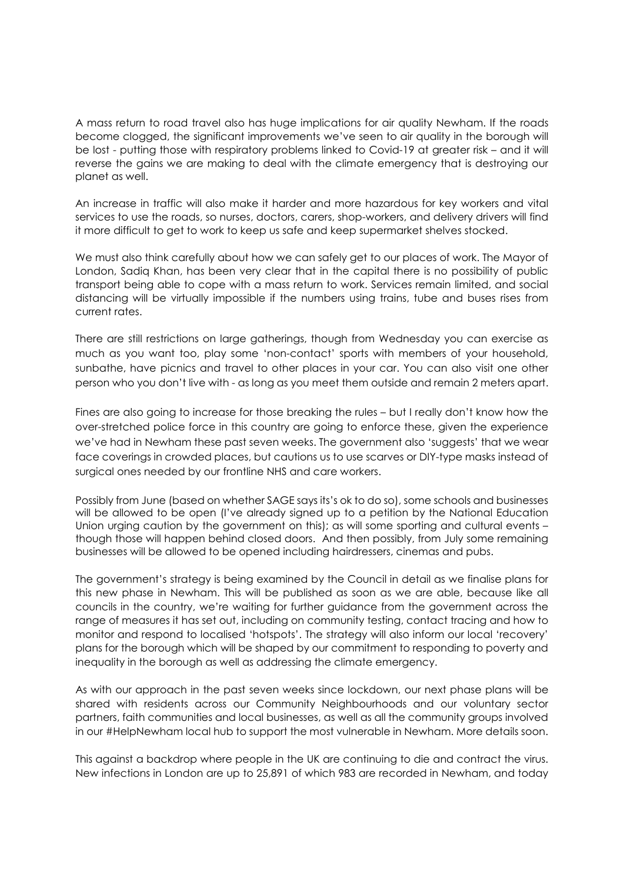A mass return to road travel also has huge implications for air quality Newham. If the roads become clogged, the significant improvements we've seen to air quality in the borough will be lost - putting those with respiratory problems linked to Covid-19 at greater risk – and it will reverse the gains we are making to deal with the climate emergency that is destroying our planet as well.

An increase in traffic will also make it harder and more hazardous for key workers and vital services to use the roads, so nurses, doctors, carers, shop-workers, and delivery drivers will find it more difficult to get to work to keep us safe and keep supermarket shelves stocked.

We must also think carefully about how we can safely get to our places of work. The Mayor of London, Sadiq Khan, has been very clear that in the capital there is no possibility of public transport being able to cope with a mass return to work. Services remain limited, and social distancing will be virtually impossible if the numbers using trains, tube and buses rises from current rates.

There are still restrictions on large gatherings, though from Wednesday you can exercise as much as you want too, play some 'non-contact' sports with members of your household, sunbathe, have picnics and travel to other places in your car. You can also visit one other person who you don't live with - as long as you meet them outside and remain 2 meters apart.

Fines are also going to increase for those breaking the rules – but I really don't know how the over-stretched police force in this country are going to enforce these, given the experience we've had in Newham these past seven weeks. The government also 'suggests' that we wear face coverings in crowded places, but cautions us to use scarves or DIY-type masks instead of surgical ones needed by our frontline NHS and care workers.

Possibly from June (based on whether SAGE says its's ok to do so), some schools and businesses will be allowed to be open (I've already signed up to a petition by the National Education Union urging caution by the government on this); as will some sporting and cultural events – though those will happen behind closed doors. And then possibly, from July some remaining businesses will be allowed to be opened including hairdressers, cinemas and pubs.

The government's strategy is being examined by the Council in detail as we finalise plans for this new phase in Newham. This will be published as soon as we are able, because like all councils in the country, we're waiting for further guidance from the government across the range of measures it has set out, including on community testing, contact tracing and how to monitor and respond to localised 'hotspots'. The strategy will also inform our local 'recovery' plans for the borough which will be shaped by our commitment to responding to poverty and inequality in the borough as well as addressing the climate emergency.

As with our approach in the past seven weeks since lockdown, our next phase plans will be shared with residents across our Community Neighbourhoods and our voluntary sector partners, faith communities and local businesses, as well as all the community groups involved in our #HelpNewham local hub to support the most vulnerable in Newham. More details soon.

This against a backdrop where people in the UK are continuing to die and contract the virus. New infections in London are up to 25,891 of which 983 are recorded in Newham, and today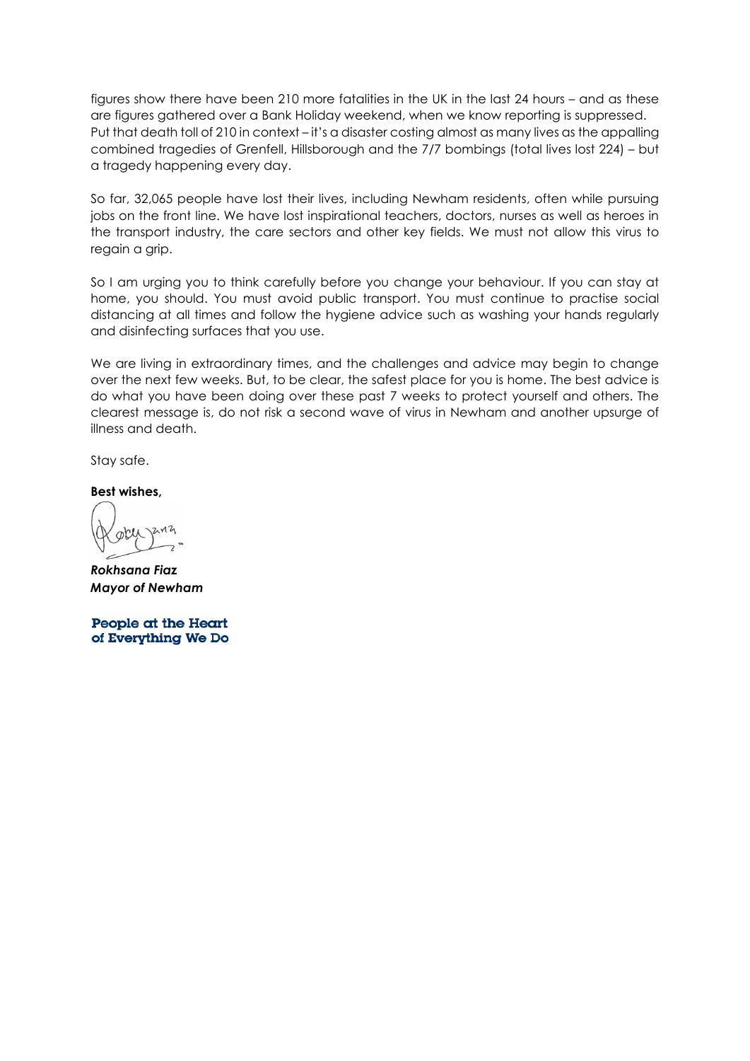figures show there have been 210 more fatalities in the UK in the last 24 hours – and as these are figures gathered over a Bank Holiday weekend, when we know reporting is suppressed. Put that death toll of 210 in context – it's a disaster costing almost as many lives as the appalling combined tragedies of Grenfell, Hillsborough and the 7/7 bombings (total lives lost 224) – but a tragedy happening every day.

So far, 32,065 people have lost their lives, including Newham residents, often while pursuing jobs on the front line. We have lost inspirational teachers, doctors, nurses as well as heroes in the transport industry, the care sectors and other key fields. We must not allow this virus to regain a grip.

So I am urging you to think carefully before you change your behaviour. If you can stay at home, you should. You must avoid public transport. You must continue to practise social distancing at all times and follow the hygiene advice such as washing your hands regularly and disinfecting surfaces that you use.

We are living in extraordinary times, and the challenges and advice may begin to change over the next few weeks. But, to be clear, the safest place for you is home. The best advice is do what you have been doing over these past 7 weeks to protect yourself and others. The clearest message is, do not risk a second wave of virus in Newham and another upsurge of illness and death.

Stay safe.

**Best wishes,**

***Rokhsana Fiaz***
***Mayor of Newham***

**People at the Heart of Everything We Do**